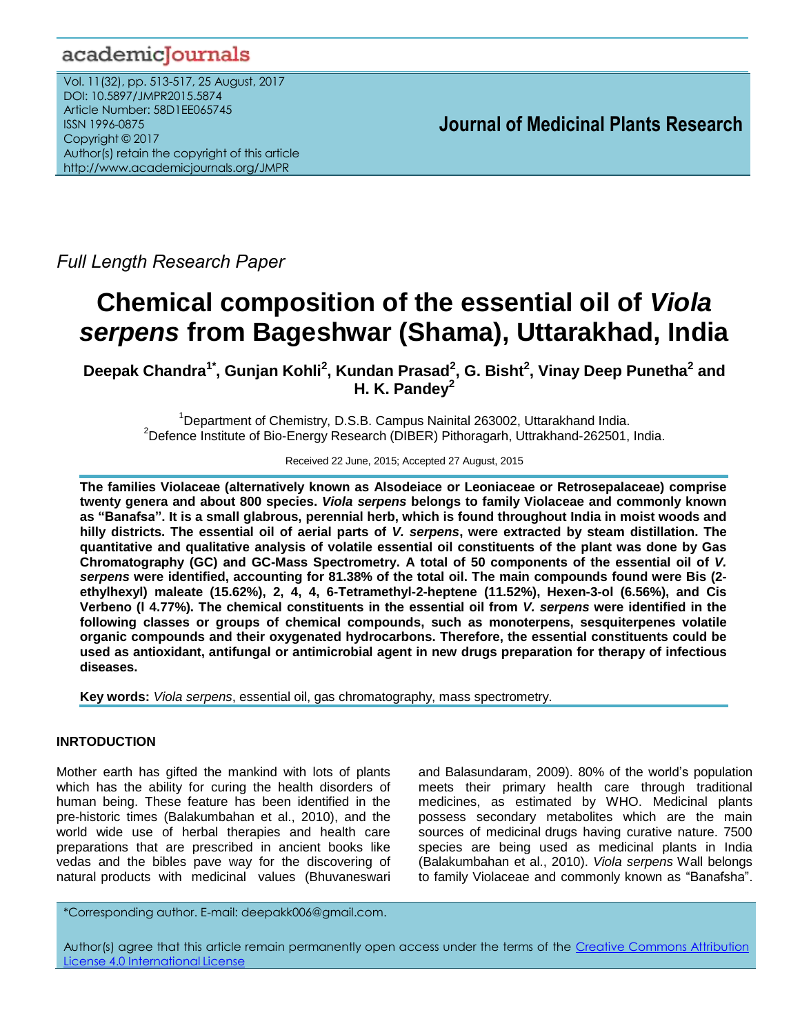Full Length Research Paper

# Chemical composition of the essential oil of *Viola serpens* from Bageshwar (Shama), Uttarakhad, India

**Deepak Chandra[1*], Gunjan Kohli[2], Kundan Prasad[2], G. Bisht[2], Vinay Deep Punetha[2] and H. K. Pandey[2]**

[1]Department of Chemistry, D.S.B. Campus Nainital 263002, Uttarakhand India.
[2]Defence Institute of Bio-Energy Research (DIBER) Pithoragarh, Uttrakhand-262501, India.

Received 22 June, 2015; Accepted 27 August, 2015

**The families Violaceae (alternatively known as Alsodeiace or Leoniaceae or Retrosepalaceae) comprise twenty genera and about 800 species. *Viola serpens* belongs to family Violaceae and commonly known as "Banafsa". It is a small glabrous, perennial herb, which is found throughout India in moist woods and hilly districts. The essential oil of aerial parts of *V. serpens*, were extracted by steam distillation. The quantitative and qualitative analysis of volatile essential oil constituents of the plant was done by Gas Chromatography (GC) and GC-Mass Spectrometry. A total of 50 components of the essential oil of *V. serpens* were identified, accounting for 81.38% of the total oil. The main compounds found were Bis (2-ethylhexyl) maleate (15.62%), 2, 4, 4, 6-Tetramethyl-2-heptene (11.52%), Hexen-3-ol (6.56%), and Cis Verbeno (l 4.77%). The chemical constituents in the essential oil from *V. serpens* were identified in the following classes or groups of chemical compounds, such as monoterpens, sesquiterpenes volatile organic compounds and their oxygenated hydrocarbons. Therefore, the essential constituents could be used as antioxidant, antifungal or antimicrobial agent in new drugs preparation for therapy of infectious diseases.**

**Key words:** *Viola serpens*, essential oil, gas chromatography, mass spectrometry.

## INRTODUCTION

Mother earth has gifted the mankind with lots of plants which has the ability for curing the health disorders of human being. These feature has been identified in the pre-historic times (Balakumbahan et al., 2010), and the world wide use of herbal therapies and health care preparations that are prescribed in ancient books like vedas and the bibles pave way for the discovering of natural products with medicinal values (Bhuvaneswari and Balasundaram, 2009). 80% of the world's population meets their primary health care through traditional medicines, as estimated by WHO. Medicinal plants possess secondary metabolites which are the main sources of medicinal drugs having curative nature. 7500 species are being used as medicinal plants in India (Balakumbahan et al., 2010). *Viola serpens* Wall belongs to family Violaceae and commonly known as "Banafsha".

*Corresponding author. E-mail: deepakk006@gmail.com.

Author(s) agree that this article remain permanently open access under the terms of the Creative Commons Attribution License 4.0 International License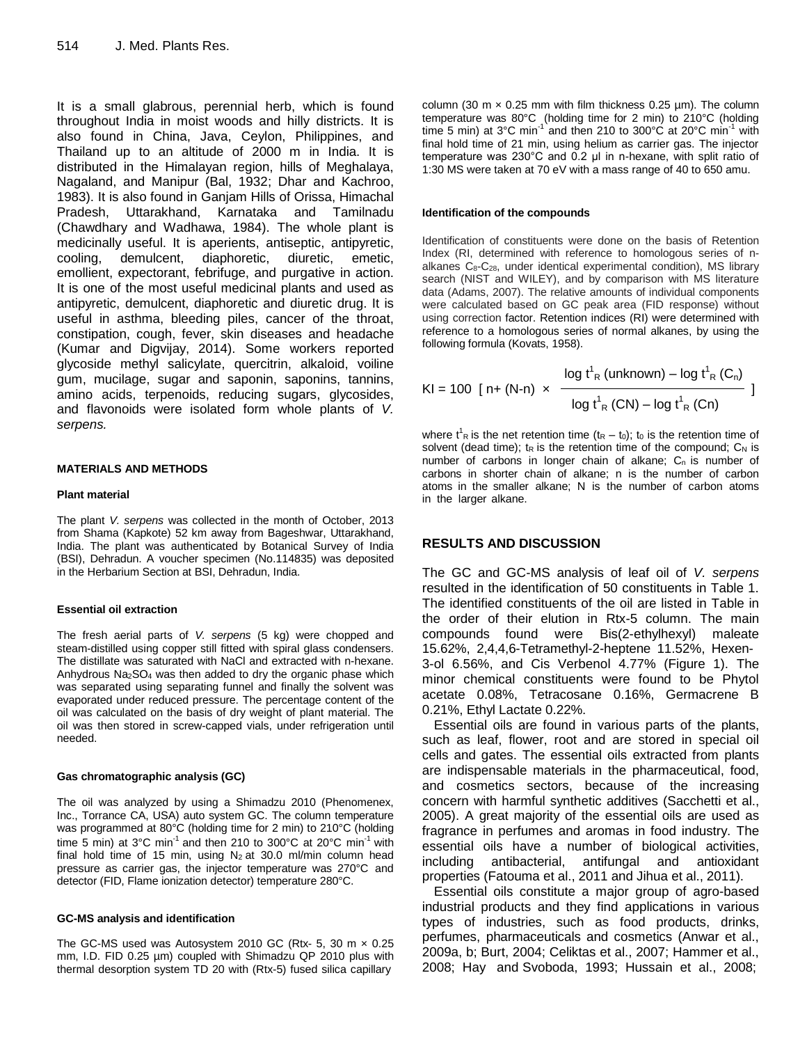It is a small glabrous, perennial herb, which is found throughout India in moist woods and hilly districts. It is also found in China, Java, Ceylon, Philippines, and Thailand up to an altitude of 2000 m in India. It is distributed in the Himalayan region, hills of Meghalaya, Nagaland, and Manipur (Bal, 1932; Dhar and Kachroo, 1983). It is also found in Ganjam Hills of Orissa, Himachal Pradesh, Uttarakhand, Karnataka and Tamilnadu (Chawdhary and Wadhawa, 1984). The whole plant is medicinally useful. It is aperients, antiseptic, antipyretic, cooling, demulcent, diaphoretic, diuretic, emetic, emollient, expectorant, febrifuge, and purgative in action. It is one of the most useful medicinal plants and used as antipyretic, demulcent, diaphoretic and diuretic drug. It is useful in asthma, bleeding piles, cancer of the throat, constipation, cough, fever, skin diseases and headache (Kumar and Digvijay, 2014). Some workers reported glycoside methyl salicylate, quercitrin, alkaloid, voiline gum, mucilage, sugar and saponin, saponins, tannins, amino acids, terpenoids, reducing sugars, glycosides, and flavonoids were isolated form whole plants of *V. serpens.*

## MATERIALS AND METHODS

### Plant material

The plant *V. serpens* was collected in the month of October, 2013 from Shama (Kapkote) 52 km away from Bageshwar, Uttarakhand, India. The plant was authenticated by Botanical Survey of India (BSI), Dehradun. A voucher specimen (No.114835) was deposited in the Herbarium Section at BSI, Dehradun, India.

### Essential oil extraction

The fresh aerial parts of *V. serpens* (5 kg) were chopped and steam-distilled using copper still fitted with spiral glass condensers. The distillate was saturated with NaCl and extracted with n-hexane. Anhydrous $Na_2SO_4$ was then added to dry the organic phase which was separated using separating funnel and finally the solvent was evaporated under reduced pressure. The percentage content of the oil was calculated on the basis of dry weight of plant material. The oil was then stored in screw-capped vials, under refrigeration until needed.

### Gas chromatographic analysis (GC)

The oil was analyzed by using a Shimadzu 2010 (Phenomenex, Inc., Torrance CA, USA) auto system GC. The column temperature was programmed at 80°C (holding time for 2 min) to 210°C (holding time 5 min) at 3°C $min^{-1}$ and then 210 to 300°C at 20°C $min^{-1}$ with final hold time of 15 min, using $N_2$ at 30.0 ml/min column head pressure as carrier gas, the injector temperature was 270°C and detector (FID, Flame ionization detector) temperature 280°C.

### GC-MS analysis and identification

The GC-MS used was Autosystem 2010 GC (Rtx- 5, 30 m × 0.25 mm, I.D. FID 0.25 µm) coupled with Shimadzu QP 2010 plus with thermal desorption system TD 20 with (Rtx-5) fused silica capillary column (30 m × 0.25 mm with film thickness 0.25 µm). The column temperature was 80°C (holding time for 2 min) to 210°C (holding time 5 min) at 3°C $min^{-1}$ and then 210 to 300°C at 20°C $min^{-1}$ with final hold time of 21 min, using helium as carrier gas. The injector temperature was 230°C and 0.2 µl in n-hexane, with split ratio of 1:30 MS were taken at 70 eV with a mass range of 40 to 650 amu.

### Identification of the compounds

Identification of constituents were done on the basis of Retention Index (RI, determined with reference to homologous series of n-alkanes $C_8$-$C_{28}$, under identical experimental condition), MS library search (NIST and WILEY), and by comparison with MS literature data (Adams, 2007). The relative amounts of individual components were calculated based on GC peak area (FID response) without using correction factor. Retention indices (RI) were determined with reference to a homologous series of normal alkanes, by using the following formula (Kovats, 1958).

$$KI = 100 \left[ n + (N-n) \times \frac{\log t^1_R\,(\text{unknown}) - \log t^1_R\,(C_n)}{\log t^1_R\,(CN) - \log t^1_R\,(Cn)} \right]$$

where $t^1_R$ is the net retention time ($t_R - t_0$); $t_0$ is the retention time of solvent (dead time); $t_R$ is the retention time of the compound; $C_N$ is number of carbons in longer chain of alkane; $C_n$ is number of carbons in shorter chain of alkane; n is the number of carbon atoms in the smaller alkane; N is the number of carbon atoms in the larger alkane.

## RESULTS AND DISCUSSION

The GC and GC-MS analysis of leaf oil of *V. serpens* resulted in the identification of 50 constituents in Table 1. The identified constituents of the oil are listed in Table in the order of their elution in Rtx-5 column. The main compounds found were Bis(2-ethylhexyl) maleate 15.62%, 2,4,4,6-Tetramethyl-2-heptene 11.52%, Hexen-3-ol 6.56%, and Cis Verbenol 4.77% (Figure 1). The minor chemical constituents were found to be Phytol acetate 0.08%, Tetracosane 0.16%, Germacrene B 0.21%, Ethyl Lactate 0.22%.

Essential oils are found in various parts of the plants, such as leaf, flower, root and are stored in special oil cells and gates. The essential oils extracted from plants are indispensable materials in the pharmaceutical, food, and cosmetics sectors, because of the increasing concern with harmful synthetic additives (Sacchetti et al., 2005). A great majority of the essential oils are used as fragrance in perfumes and aromas in food industry. The essential oils have a number of biological activities, including antibacterial, antifungal and antioxidant properties (Fatouma et al., 2011 and Jihua et al., 2011).

Essential oils constitute a major group of agro-based industrial products and they find applications in various types of industries, such as food products, drinks, perfumes, pharmaceuticals and cosmetics (Anwar et al., 2009a, b; Burt, 2004; Celiktas et al., 2007; Hammer et al., 2008; Hay and Svoboda, 1993; Hussain et al., 2008;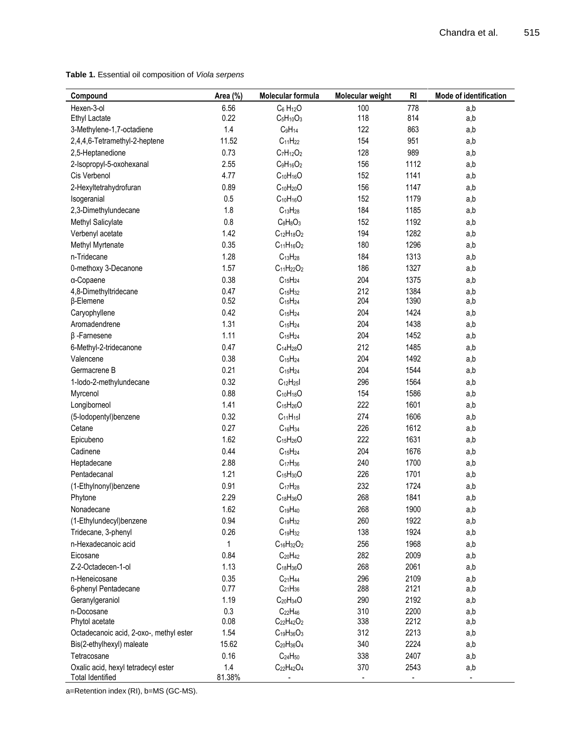**Table 1.** Essential oil composition of *Viola serpens*

| Compound | Area (%) | Molecular formula | Molecular weight | RI | Mode of identification |
|---|---|---|---|---|---|
| Hexen-3-ol | 6.56 | $C_6H_{12}O$ | 100 | 778 | a,b |
| Ethyl Lactate | 0.22 | $C_5H_{10}O_3$ | 118 | 814 | a,b |
| 3-Methylene-1,7-octadiene | 1.4 | $C_9H_{14}$ | 122 | 863 | a,b |
| 2,4,4,6-Tetramethyl-2-heptene | 11.52 | $C_{11}H_{22}$ | 154 | 951 | a,b |
| 2,5-Heptanedione | 0.73 | $C_7H_{12}O_2$ | 128 | 989 | a,b |
| 2-Isopropyl-5-oxohexanal | 2.55 | $C_9H_{16}O_2$ | 156 | 1112 | a,b |
| Cis Verbenol | 4.77 | $C_{10}H_{16}O$ | 152 | 1141 | a,b |
| 2-Hexyltetrahydrofuran | 0.89 | $C_{10}H_{20}O$ | 156 | 1147 | a,b |
| Isogeranial | 0.5 | $C_{10}H_{16}O$ | 152 | 1179 | a,b |
| 2,3-Dimethylundecane | 1.8 | $C_{13}H_{28}$ | 184 | 1185 | a,b |
| Methyl Salicylate | 0.8 | $C_8H_8O_3$ | 152 | 1192 | a,b |
| Verbenyl acetate | 1.42 | $C_{12}H_{18}O_2$ | 194 | 1282 | a,b |
| Methyl Myrtenate | 0.35 | $C_{11}H_{16}O_2$ | 180 | 1296 | a,b |
| n-Tridecane | 1.28 | $C_{13}H_{28}$ | 184 | 1313 | a,b |
| 0-methoxy 3-Decanone | 1.57 | $C_{11}H_{22}O_2$ | 186 | 1327 | a,b |
| α-Copaene | 0.38 | $C_{15}H_{24}$ | 204 | 1375 | a,b |
| 4,8-Dimethyltridecane | 0.47 | $C_{15}H_{32}$ | 212 | 1384 | a,b |
| β-Elemene | 0.52 | $C_{15}H_{24}$ | 204 | 1390 | a,b |
| Caryophyllene | 0.42 | $C_{15}H_{24}$ | 204 | 1424 | a,b |
| Aromadendrene | 1.31 | $C_{15}H_{24}$ | 204 | 1438 | a,b |
| β -Farnesene | 1.11 | $C_{15}H_{24}$ | 204 | 1452 | a,b |
| 6-Methyl-2-tridecanone | 0.47 | $C_{14}H_{28}O$ | 212 | 1485 | a,b |
| Valencene | 0.38 | $C_{15}H_{24}$ | 204 | 1492 | a,b |
| Germacrene B | 0.21 | $C_{15}H_{24}$ | 204 | 1544 | a,b |
| 1-Iodo-2-methylundecane | 0.32 | $C_{12}H_{25}I$ | 296 | 1564 | a,b |
| Myrcenol | 0.88 | $C_{10}H_{18}O$ | 154 | 1586 | a,b |
| Longiborneol | 1.41 | $C_{15}H_{26}O$ | 222 | 1601 | a,b |
| (5-Iodopentyl)benzene | 0.32 | $C_{11}H_{15}I$ | 274 | 1606 | a,b |
| Cetane | 0.27 | $C_{16}H_{34}$ | 226 | 1612 | a,b |
| Epicubeno | 1.62 | $C_{15}H_{26}O$ | 222 | 1631 | a,b |
| Cadinene | 0.44 | $C_{15}H_{24}$ | 204 | 1676 | a,b |
| Heptadecane | 2.88 | $C_{17}H_{36}$ | 240 | 1700 | a,b |
| Pentadecanal | 1.21 | $C_{15}H_{30}O$ | 226 | 1701 | a,b |
| (1-Ethylnonyl)benzene | 0.91 | $C_{17}H_{28}$ | 232 | 1724 | a,b |
| Phytone | 2.29 | $C_{18}H_{36}O$ | 268 | 1841 | a,b |
| Nonadecane | 1.62 | $C_{19}H_{40}$ | 268 | 1900 | a,b |
| (1-Ethylundecyl)benzene | 0.94 | $C_{19}H_{32}$ | 260 | 1922 | a,b |
| Tridecane, 3-phenyl | 0.26 | $C_{19}H_{32}$ | 138 | 1924 | a,b |
| n-Hexadecanoic acid | 1 | $C_{16}H_{32}O_2$ | 256 | 1968 | a,b |
| Eicosane | 0.84 | $C_{20}H_{42}$ | 282 | 2009 | a,b |
| Z-2-Octadecen-1-ol | 1.13 | $C_{18}H_{36}O$ | 268 | 2061 | a,b |
| n-Heneicosane | 0.35 | $C_{21}H_{44}$ | 296 | 2109 | a,b |
| 6-phenyl Pentadecane | 0.77 | $C_{21}H_{36}$ | 288 | 2121 | a,b |
| Geranylgeraniol | 1.19 | $C_{20}H_{34}O$ | 290 | 2192 | a,b |
| n-Docosane | 0.3 | $C_{22}H_{46}$ | 310 | 2200 | a,b |
| Phytol acetate | 0.08 | $C_{22}H_{42}O_2$ | 338 | 2212 | a,b |
| Octadecanoic acid, 2-oxo-, methyl ester | 1.54 | $C_{19}H_{36}O_3$ | 312 | 2213 | a,b |
| Bis(2-ethylhexyl) maleate | 15.62 | $C_{20}H_{36}O_4$ | 340 | 2224 | a,b |
| Tetracosane | 0.16 | $C_{24}H_{50}$ | 338 | 2407 | a,b |
| Oxalic acid, hexyl tetradecyl ester | 1.4 | $C_{22}H_{42}O_4$ | 370 | 2543 | a,b |
| Total Identified | 81.38% | - | - | - | - |

a=Retention index (RI), b=MS (GC-MS).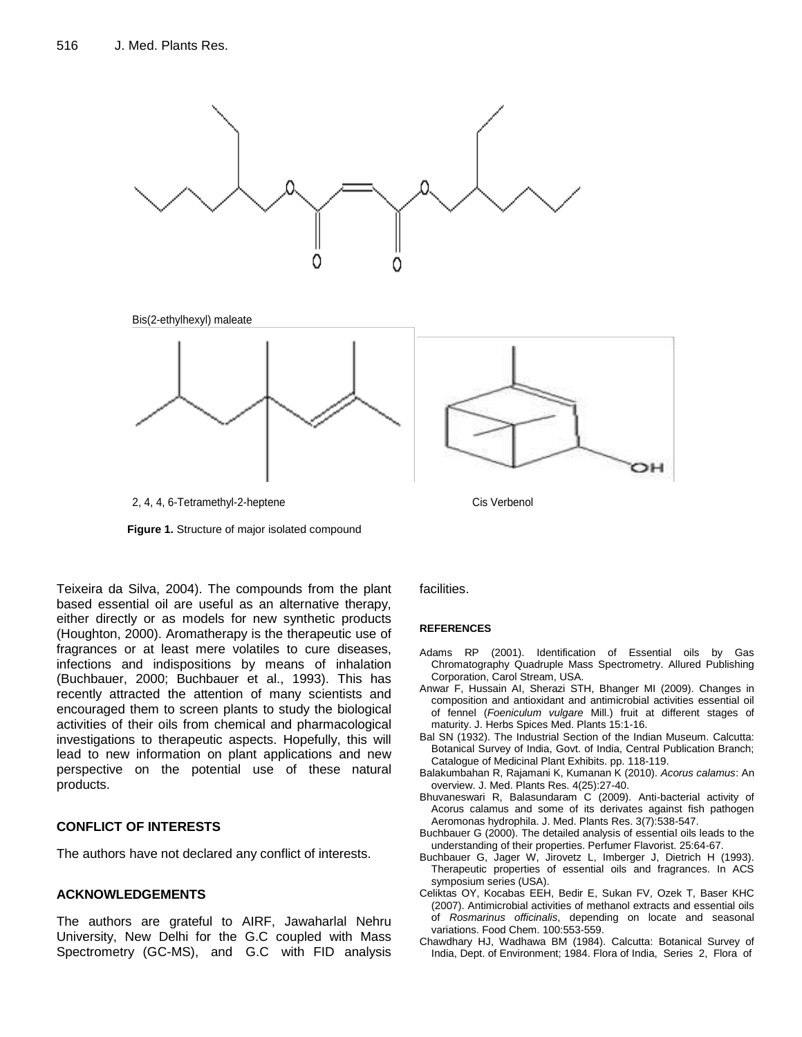Bis(2-ethylhexyl) maleate

2, 4, 4, 6-Tetramethyl-2-heptene

Cis Verbenol

**Figure 1.** Structure of major isolated compound

Teixeira da Silva, 2004). The compounds from the plant based essential oil are useful as an alternative therapy, either directly or as models for new synthetic products (Houghton, 2000). Aromatherapy is the therapeutic use of fragrances or at least mere volatiles to cure diseases, infections and indispositions by means of inhalation (Buchbauer, 2000; Buchbauer et al., 1993). This has recently attracted the attention of many scientists and encouraged them to screen plants to study the biological activities of their oils from chemical and pharmacological investigations to therapeutic aspects. Hopefully, this will lead to new information on plant applications and new perspective on the potential use of these natural products.

## CONFLICT OF INTERESTS

The authors have not declared any conflict of interests.

## ACKNOWLEDGEMENTS

The authors are grateful to AIRF, Jawaharlal Nehru University, New Delhi for the G.C coupled with Mass Spectrometry (GC-MS), and G.C with FID analysis facilities.

## REFERENCES

Adams RP (2001). Identification of Essential oils by Gas Chromatography Quadruple Mass Spectrometry. Allured Publishing Corporation, Carol Stream, USA.

Anwar F, Hussain AI, Sherazi STH, Bhanger MI (2009). Changes in composition and antioxidant and antimicrobial activities essential oil of fennel (*Foeniculum vulgare* Mill.) fruit at different stages of maturity. J. Herbs Spices Med. Plants 15:1-16.

Bal SN (1932). The Industrial Section of the Indian Museum. Calcutta: Botanical Survey of India, Govt. of India, Central Publication Branch; Catalogue of Medicinal Plant Exhibits. pp. 118-119.

Balakumbahan R, Rajamani K, Kumanan K (2010). *Acorus calamus*: An overview. J. Med. Plants Res. 4(25):27-40.

Bhuvaneswari R, Balasundaram C (2009). Anti-bacterial activity of Acorus calamus and some of its derivates against fish pathogen Aeromonas hydrophila. J. Med. Plants Res. 3(7):538-547.

Buchbauer G (2000). The detailed analysis of essential oils leads to the understanding of their properties. Perfumer Flavorist. 25:64-67.

Buchbauer G, Jager W, Jirovetz L, Imberger J, Dietrich H (1993). Therapeutic properties of essential oils and fragrances. In ACS symposium series (USA).

Celiktas OY, Kocabas EEH, Bedir E, Sukan FV, Ozek T, Baser KHC (2007). Antimicrobial activities of methanol extracts and essential oils of *Rosmarinus officinalis*, depending on locate and seasonal variations. Food Chem. 100:553-559.

Chawdhary HJ, Wadhawa BM (1984). Calcutta: Botanical Survey of India, Dept. of Environment; 1984. Flora of India, Series 2, Flora of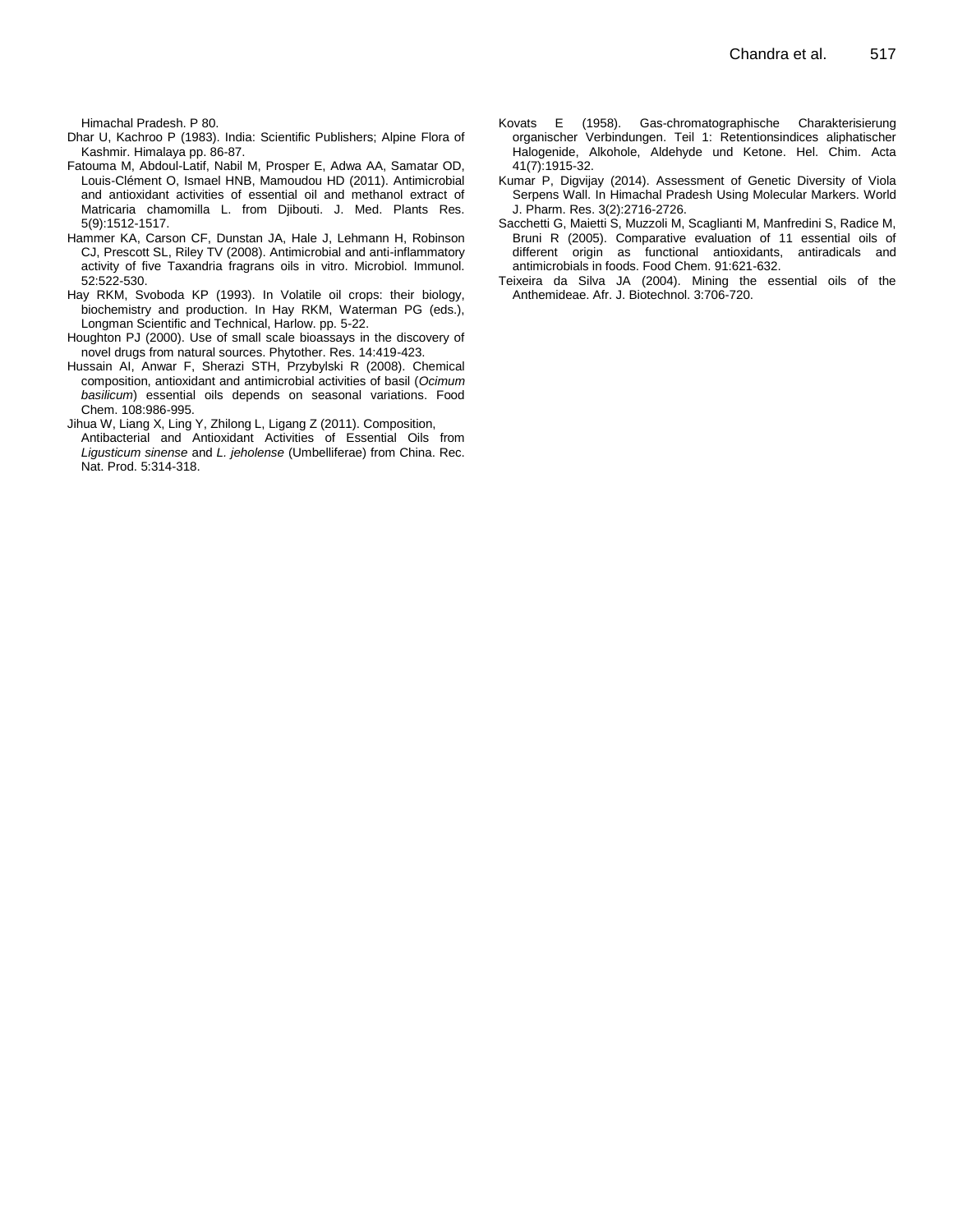Himachal Pradesh. P 80.

Dhar U, Kachroo P (1983). India: Scientific Publishers; Alpine Flora of Kashmir. Himalaya pp. 86-87.

Fatouma M, Abdoul-Latif, Nabil M, Prosper E, Adwa AA, Samatar OD, Louis-Clément O, Ismael HNB, Mamoudou HD (2011). Antimicrobial and antioxidant activities of essential oil and methanol extract of Matricaria chamomilla L. from Djibouti. J. Med. Plants Res. 5(9):1512-1517.

Hammer KA, Carson CF, Dunstan JA, Hale J, Lehmann H, Robinson CJ, Prescott SL, Riley TV (2008). Antimicrobial and anti-inflammatory activity of five Taxandria fragrans oils in vitro. Microbiol. Immunol. 52:522-530.

Hay RKM, Svoboda KP (1993). In Volatile oil crops: their biology, biochemistry and production. In Hay RKM, Waterman PG (eds.), Longman Scientific and Technical, Harlow. pp. 5-22.

Houghton PJ (2000). Use of small scale bioassays in the discovery of novel drugs from natural sources. Phytother. Res. 14:419-423.

Hussain AI, Anwar F, Sherazi STH, Przybylski R (2008). Chemical composition, antioxidant and antimicrobial activities of basil (*Ocimum basilicum*) essential oils depends on seasonal variations. Food Chem. 108:986-995.

Jihua W, Liang X, Ling Y, Zhilong L, Ligang Z (2011). Composition, Antibacterial and Antioxidant Activities of Essential Oils from *Ligusticum sinense* and *L. jeholense* (Umbelliferae) from China. Rec. Nat. Prod. 5:314-318.

Kovats E (1958). Gas-chromatographische Charakterisierung organischer Verbindungen. Teil 1: Retentionsindices aliphatischer Halogenide, Alkohole, Aldehyde und Ketone. Hel. Chim. Acta 41(7):1915-32.

Kumar P, Digvijay (2014). Assessment of Genetic Diversity of Viola Serpens Wall. In Himachal Pradesh Using Molecular Markers. World J. Pharm. Res. 3(2):2716-2726.

Sacchetti G, Maietti S, Muzzoli M, Scaglianti M, Manfredini S, Radice M, Bruni R (2005). Comparative evaluation of 11 essential oils of different origin as functional antioxidants, antiradicals and antimicrobials in foods. Food Chem. 91:621-632.

Teixeira da Silva JA (2004). Mining the essential oils of the Anthemideae. Afr. J. Biotechnol. 3:706-720.